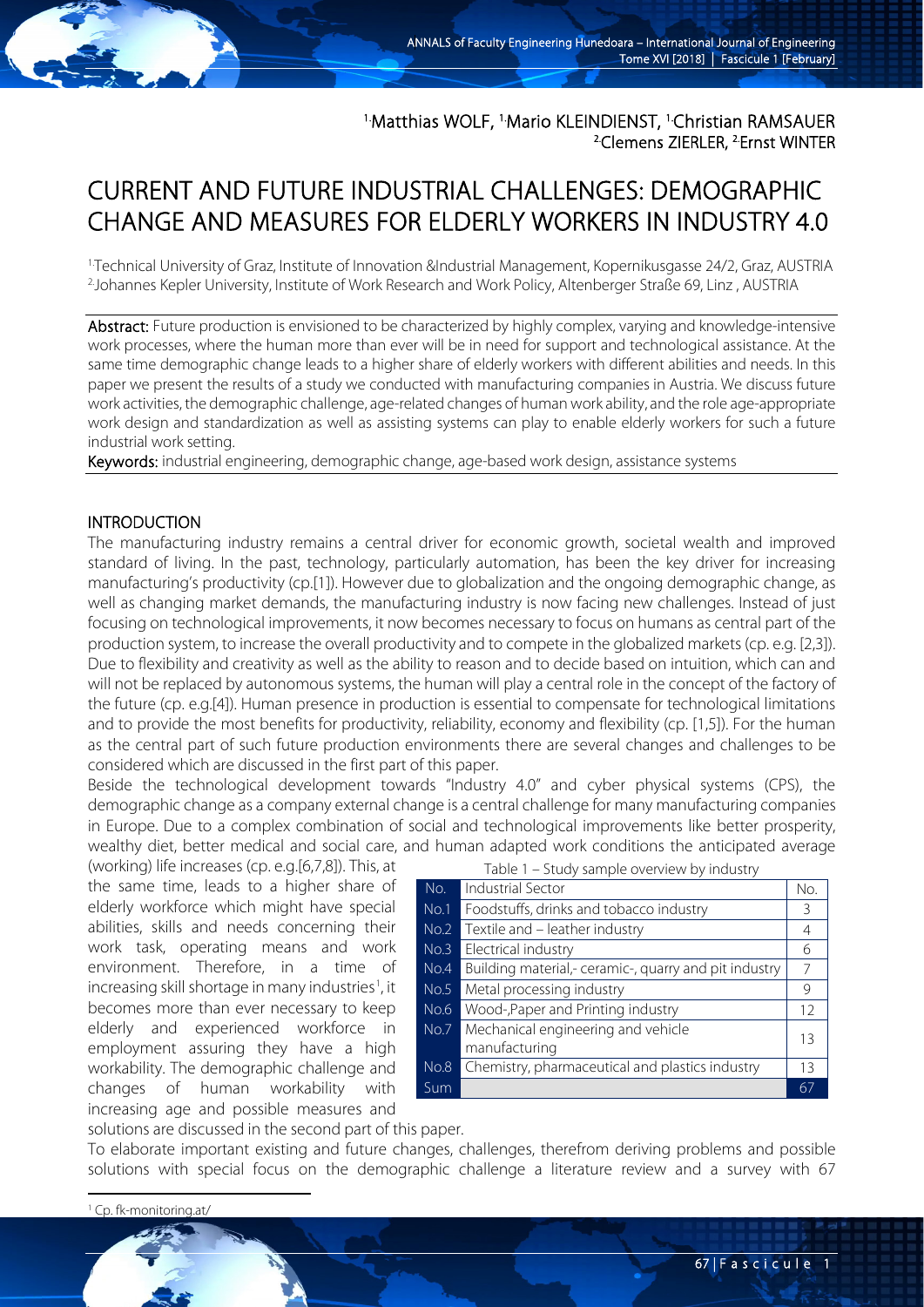[1.] Matthias WOLF, [1.] Mario KLEINDIENST, [1.] Christian RAMSAUER
[2.] Clemens ZIERLER, [2.] Ernst WINTER

# CURRENT AND FUTURE INDUSTRIAL CHALLENGES: DEMOGRAPHIC CHANGE AND MEASURES FOR ELDERLY WORKERS IN INDUSTRY 4.0

[1.] Technical University of Graz, Institute of Innovation &Industrial Management, Kopernikusgasse 24/2, Graz, AUSTRIA
[2.] Johannes Kepler University, Institute of Work Research and Work Policy, Altenberger Straße 69, Linz , AUSTRIA

**Abstract:** Future production is envisioned to be characterized by highly complex, varying and knowledge-intensive work processes, where the human more than ever will be in need for support and technological assistance. At the same time demographic change leads to a higher share of elderly workers with different abilities and needs. In this paper we present the results of a study we conducted with manufacturing companies in Austria. We discuss future work activities, the demographic challenge, age-related changes of human work ability, and the role age-appropriate work design and standardization as well as assisting systems can play to enable elderly workers for such a future industrial work setting.

**Keywords:** industrial engineering, demographic change, age-based work design, assistance systems

## INTRODUCTION

The manufacturing industry remains a central driver for economic growth, societal wealth and improved standard of living. In the past, technology, particularly automation, has been the key driver for increasing manufacturing's productivity (cp.[1]). However due to globalization and the ongoing demographic change, as well as changing market demands, the manufacturing industry is now facing new challenges. Instead of just focusing on technological improvements, it now becomes necessary to focus on humans as central part of the production system, to increase the overall productivity and to compete in the globalized markets (cp. e.g. [2,3]). Due to flexibility and creativity as well as the ability to reason and to decide based on intuition, which can and will not be replaced by autonomous systems, the human will play a central role in the concept of the factory of the future (cp. e.g.[4]). Human presence in production is essential to compensate for technological limitations and to provide the most benefits for productivity, reliability, economy and flexibility (cp. [1,5]). For the human as the central part of such future production environments there are several changes and challenges to be considered which are discussed in the first part of this paper.

Beside the technological development towards "Industry 4.0" and cyber physical systems (CPS), the demographic change as a company external change is a central challenge for many manufacturing companies in Europe. Due to a complex combination of social and technological improvements like better prosperity, wealthy diet, better medical and social care, and human adapted work conditions the anticipated average (working) life increases (cp. e.g.[6,7,8]). This, at the same time, leads to a higher share of elderly workforce which might have special abilities, skills and needs concerning their work task, operating means and work environment. Therefore, in a time of increasing skill shortage in many industries[1], it becomes more than ever necessary to keep elderly and experienced workforce in employment assuring they have a high workability. The demographic challenge and changes of human workability with increasing age and possible measures and solutions are discussed in the second part of this paper.

Table 1 – Study sample overview by industry

| No. | Industrial Sector | No. |
|---|---|---|
| No.1 | Foodstuffs, drinks and tobacco industry | 3 |
| No.2 | Textile and – leather industry | 4 |
| No.3 | Electrical industry | 6 |
| No.4 | Building material,- ceramic-, quarry and pit industry | 7 |
| No.5 | Metal processing industry | 9 |
| No.6 | Wood-,Paper and Printing industry | 12 |
| No.7 | Mechanical engineering and vehicle manufacturing | 13 |
| No.8 | Chemistry, pharmaceutical and plastics industry | 13 |
| Sum | | 67 |

To elaborate important existing and future changes, challenges, therefrom deriving problems and possible solutions with special focus on the demographic challenge a literature review and a survey with 67

[1] Cp. fk-monitoring.at/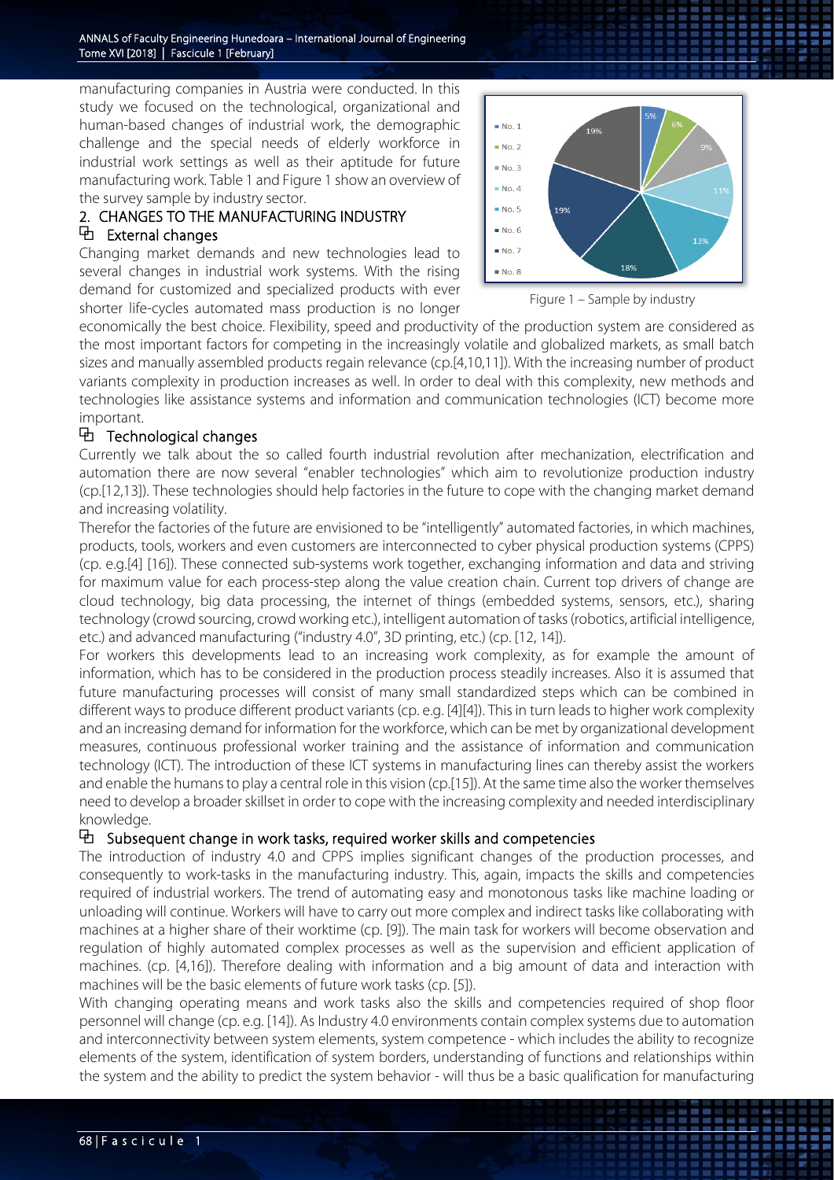manufacturing companies in Austria were conducted. In this study we focused on the technological, organizational and human-based changes of industrial work, the demographic challenge and the special needs of elderly workforce in industrial work settings as well as their aptitude for future manufacturing work. Table 1 and Figure 1 show an overview of the survey sample by industry sector.

Figure 1 – Sample by industry

## 2. CHANGES TO THE MANUFACTURING INDUSTRY

### External changes

Changing market demands and new technologies lead to several changes in industrial work systems. With the rising demand for customized and specialized products with ever shorter life-cycles automated mass production is no longer economically the best choice. Flexibility, speed and productivity of the production system are considered as the most important factors for competing in the increasingly volatile and globalized markets, as small batch sizes and manually assembled products regain relevance (cp.[4,10,11]). With the increasing number of product variants complexity in production increases as well. In order to deal with this complexity, new methods and technologies like assistance systems and information and communication technologies (ICT) become more important.

### Technological changes

Currently we talk about the so called fourth industrial revolution after mechanization, electrification and automation there are now several "enabler technologies" which aim to revolutionize production industry (cp.[12,13]). These technologies should help factories in the future to cope with the changing market demand and increasing volatility.

Therefor the factories of the future are envisioned to be "intelligently" automated factories, in which machines, products, tools, workers and even customers are interconnected to cyber physical production systems (CPPS) (cp. e.g.[4] [16]). These connected sub-systems work together, exchanging information and data and striving for maximum value for each process-step along the value creation chain. Current top drivers of change are cloud technology, big data processing, the internet of things (embedded systems, sensors, etc.), sharing technology (crowd sourcing, crowd working etc.), intelligent automation of tasks (robotics, artificial intelligence, etc.) and advanced manufacturing ("industry 4.0", 3D printing, etc.) (cp. [12, 14]).

For workers this developments lead to an increasing work complexity, as for example the amount of information, which has to be considered in the production process steadily increases. Also it is assumed that future manufacturing processes will consist of many small standardized steps which can be combined in different ways to produce different product variants (cp. e.g. [4][4]). This in turn leads to higher work complexity and an increasing demand for information for the workforce, which can be met by organizational development measures, continuous professional worker training and the assistance of information and communication technology (ICT). The introduction of these ICT systems in manufacturing lines can thereby assist the workers and enable the humans to play a central role in this vision (cp.[15]). At the same time also the worker themselves need to develop a broader skillset in order to cope with the increasing complexity and needed interdisciplinary knowledge.

### Subsequent change in work tasks, required worker skills and competencies

The introduction of industry 4.0 and CPPS implies significant changes of the production processes, and consequently to work-tasks in the manufacturing industry. This, again, impacts the skills and competencies required of industrial workers. The trend of automating easy and monotonous tasks like machine loading or unloading will continue. Workers will have to carry out more complex and indirect tasks like collaborating with machines at a higher share of their worktime (cp. [9]). The main task for workers will become observation and regulation of highly automated complex processes as well as the supervision and efficient application of machines. (cp. [4,16]). Therefore dealing with information and a big amount of data and interaction with machines will be the basic elements of future work tasks (cp. [5]).

With changing operating means and work tasks also the skills and competencies required of shop floor personnel will change (cp. e.g. [14]). As Industry 4.0 environments contain complex systems due to automation and interconnectivity between system elements, system competence - which includes the ability to recognize elements of the system, identification of system borders, understanding of functions and relationships within the system and the ability to predict the system behavior - will thus be a basic qualification for manufacturing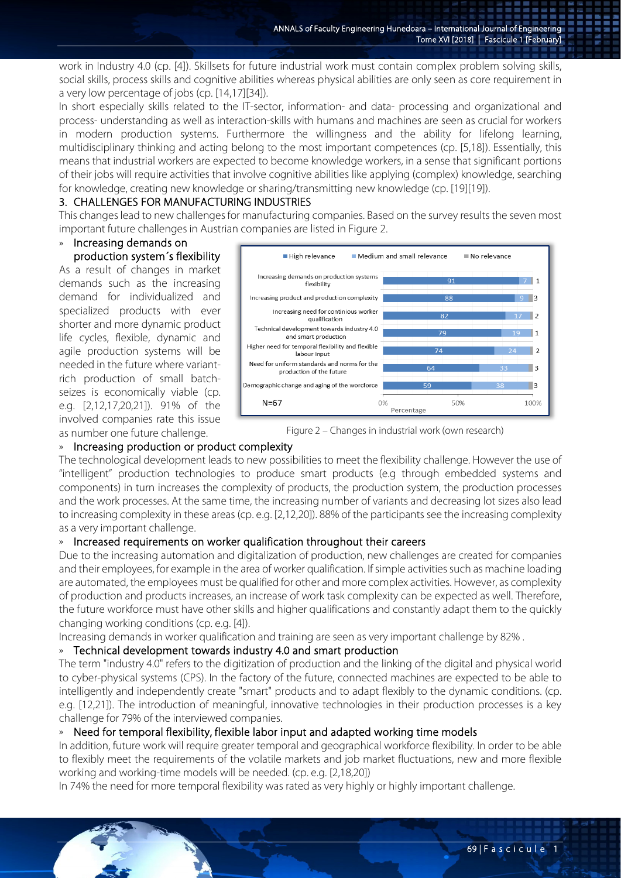work in Industry 4.0 (cp. [4]). Skillsets for future industrial work must contain complex problem solving skills, social skills, process skills and cognitive abilities whereas physical abilities are only seen as core requirement in a very low percentage of jobs (cp. [14,17][34]).

In short especially skills related to the IT-sector, information- and data- processing and organizational and process- understanding as well as interaction-skills with humans and machines are seen as crucial for workers in modern production systems. Furthermore the willingness and the ability for lifelong learning, multidisciplinary thinking and acting belong to the most important competences (cp. [5,18]). Essentially, this means that industrial workers are expected to become knowledge workers, in a sense that significant portions of their jobs will require activities that involve cognitive abilities like applying (complex) knowledge, searching for knowledge, creating new knowledge or sharing/transmitting new knowledge (cp. [19][19]).

## 3. CHALLENGES FOR MANUFACTURING INDUSTRIES

This changes lead to new challenges for manufacturing companies. Based on the survey results the seven most important future challenges in Austrian companies are listed in Figure 2.

### » Increasing demands on production system´s flexibility

As a result of changes in market demands such as the increasing demand for individualized and specialized products with ever shorter and more dynamic product life cycles, flexible, dynamic and agile production systems will be needed in the future where variant-rich production of small batch-seizes is economically viable (cp. e.g. [2,12,17,20,21]). 91% of the involved companies rate this issue as number one future challenge.

| | High relevance | Medium and small relevance | No relevance |
|---|---|---|---|
| Increasing demands on production systems flexibility | 91 | 7 | 1 |
| Increasing product and production complexity | 88 | 9 | 3 |
| Increasing need for continious worker qualification | 82 | 17 | 2 |
| Technical development towards Industry 4.0 and smart production | 79 | 19 | 1 |
| Higher need for temporal flexibility and flexible labour input | 74 | 24 | 2 |
| Need for uniform standards and norms for the production of the future | 64 | 33 | 3 |
| Demographic change and aging of the worcforce | 59 | 38 | 3 |

N=67; Percentage

Figure 2 – Changes in industrial work (own research)

### » Increasing production or product complexity

The technological development leads to new possibilities to meet the flexibility challenge. However the use of "intelligent" production technologies to produce smart products (e.g through embedded systems and components) in turn increases the complexity of products, the production system, the production processes and the work processes. At the same time, the increasing number of variants and decreasing lot sizes also lead to increasing complexity in these areas (cp. e.g. [2,12,20]). 88% of the participants see the increasing complexity as a very important challenge.

### » Increased requirements on worker qualification throughout their careers

Due to the increasing automation and digitalization of production, new challenges are created for companies and their employees, for example in the area of worker qualification. If simple activities such as machine loading are automated, the employees must be qualified for other and more complex activities. However, as complexity of production and products increases, an increase of work task complexity can be expected as well. Therefore, the future workforce must have other skills and higher qualifications and constantly adapt them to the quickly changing working conditions (cp. e.g. [4]).

Increasing demands in worker qualification and training are seen as very important challenge by 82% .

### » Technical development towards industry 4.0 and smart production

The term "industry 4.0" refers to the digitization of production and the linking of the digital and physical world to cyber-physical systems (CPS). In the factory of the future, connected machines are expected to be able to intelligently and independently create "smart" products and to adapt flexibly to the dynamic conditions. (cp. e.g. [12,21]). The introduction of meaningful, innovative technologies in their production processes is a key challenge for 79% of the interviewed companies.

### » Need for temporal flexibility, flexible labor input and adapted working time models

In addition, future work will require greater temporal and geographical workforce flexibility. In order to be able to flexibly meet the requirements of the volatile markets and job market fluctuations, new and more flexible working and working-time models will be needed. (cp. e.g. [2,18,20])

In 74% the need for more temporal flexibility was rated as very highly or highly important challenge.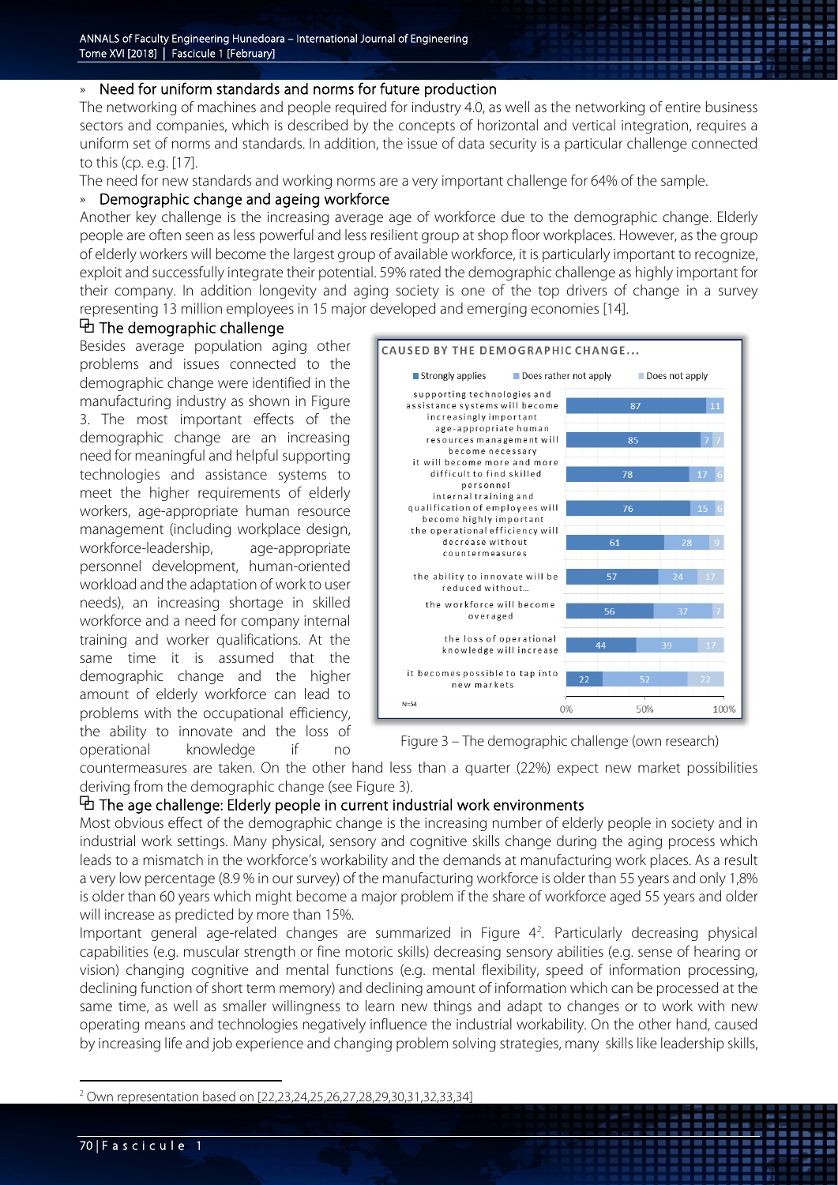» Need for uniform standards and norms for future production

The networking of machines and people required for industry 4.0, as well as the networking of entire business sectors and companies, which is described by the concepts of horizontal and vertical integration, requires a uniform set of norms and standards. In addition, the issue of data security is a particular challenge connected to this (cp. e.g. [17].

The need for new standards and working norms are a very important challenge for 64% of the sample.

» Demographic change and ageing workforce

Another key challenge is the increasing average age of workforce due to the demographic change. Elderly people are often seen as less powerful and less resilient group at shop floor workplaces. However, as the group of elderly workers will become the largest group of available workforce, it is particularly important to recognize, exploit and successfully integrate their potential. 59% rated the demographic challenge as highly important for their company. In addition longevity and aging society is one of the top drivers of change in a survey representing 13 million employees in 15 major developed and emerging economies [14].

### The demographic challenge

Besides average population aging other problems and issues connected to the demographic change were identified in the manufacturing industry as shown in Figure 3. The most important effects of the demographic change are an increasing need for meaningful and helpful supporting technologies and assistance systems to meet the higher requirements of elderly workers, age-appropriate human resource management (including workplace design, workforce-leadership, age-appropriate personnel development, human-oriented workload and the adaptation of work to user needs), an increasing shortage in skilled workforce and a need for company internal training and worker qualifications. At the same time it is assumed that the demographic change and the higher amount of elderly workforce can lead to problems with the occupational efficiency, the ability to innovate and the loss of operational knowledge if no countermeasures are taken. On the other hand less than a quarter (22%) expect new market possibilities deriving from the demographic change (see Figure 3).

CAUSED BY THE DEMOGRAPHIC CHANGE...

| | Strongly applies | Does rather not apply | Does not apply |
|---|---|---|---|
| supporting technologies and assistance systems will become increasingly important | 87 | 11 | |
| age-appropriate human resources management will become necessary | 85 | 7 | 7 |
| it will become more and more difficult to find skilled personnel | 78 | 17 | 6 |
| internal training and qualification of employees will become highly important | 76 | 15 | 6 |
| the operational efficiency will decrease without countermeasures | 61 | 28 | 9 |
| the ability to innovate will be reduced without... | 57 | 24 | 17 |
| the workforce will become overaged | 56 | 37 | 7 |
| the loss of operational knowledge will increase | 44 | 39 | 17 |
| it becomes possible to tap into new markets | 22 | 52 | 22 |

N=54

Figure 3 – The demographic challenge (own research)

### The age challenge: Elderly people in current industrial work environments

Most obvious effect of the demographic change is the increasing number of elderly people in society and in industrial work settings. Many physical, sensory and cognitive skills change during the aging process which leads to a mismatch in the workforce's workability and the demands at manufacturing work places. As a result a very low percentage (8.9 % in our survey) of the manufacturing workforce is older than 55 years and only 1,8% is older than 60 years which might become a major problem if the share of workforce aged 55 years and older will increase as predicted by more than 15%.

Important general age-related changes are summarized in Figure 4[2]. Particularly decreasing physical capabilities (e.g. muscular strength or fine motoric skills) decreasing sensory abilities (e.g. sense of hearing or vision) changing cognitive and mental functions (e.g. mental flexibility, speed of information processing, declining function of short term memory) and declining amount of information which can be processed at the same time, as well as smaller willingness to learn new things and adapt to changes or to work with new operating means and technologies negatively influence the industrial workability. On the other hand, caused by increasing life and job experience and changing problem solving strategies, many skills like leadership skills,

[2] Own representation based on [22,23,24,25,26,27,28,29,30,31,32,33,34]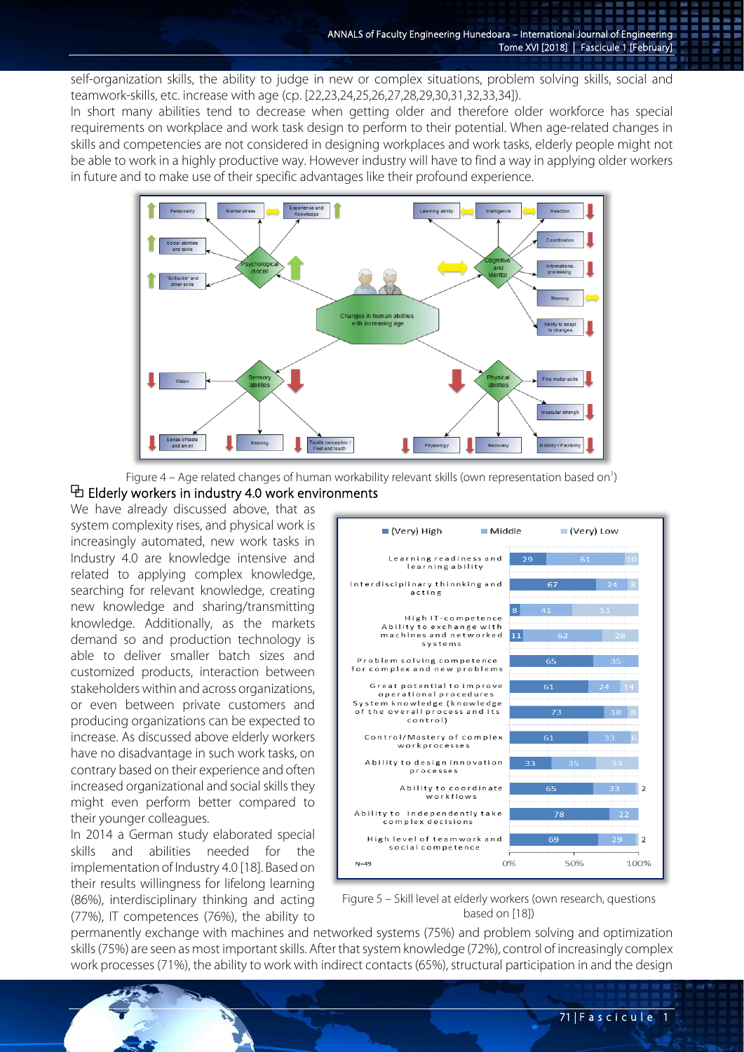self-organization skills, the ability to judge in new or complex situations, problem solving skills, social and teamwork-skills, etc. increase with age (cp. [22,23,24,25,26,27,28,29,30,31,32,33,34]).

In short many abilities tend to decrease when getting older and therefore older workforce has special requirements on workplace and work task design to perform to their potential. When age-related changes in skills and competencies are not considered in designing workplaces and work tasks, elderly people might not be able to work in a highly productive way. However industry will have to find a way in applying older workers in future and to make use of their specific advantages like their profound experience.

Figure 4 – Age related changes of human workability relevant skills (own representation based on[1])

## Elderly workers in industry 4.0 work environments

We have already discussed above, that as system complexity rises, and physical work is increasingly automated, new work tasks in Industry 4.0 are knowledge intensive and related to applying complex knowledge, searching for relevant knowledge, creating new knowledge and sharing/transmitting knowledge. Additionally, as the markets demand so and production technology is able to deliver smaller batch sizes and customized products, interaction between stakeholders within and across organizations, or even between private customers and producing organizations can be expected to increase. As discussed above elderly workers have no disadvantage in such work tasks, on contrary based on their experience and often increased organizational and social skills they might even perform better compared to their younger colleagues.

In 2014 a German study elaborated special skills and abilities needed for the implementation of Industry 4.0 [18]. Based on their results willingness for lifelong learning (86%), interdisciplinary thinking and acting (77%), IT competences (76%), the ability to permanently exchange with machines and networked systems (75%) and problem solving and optimization skills (75%) are seen as most important skills. After that system knowledge (72%), control of increasingly complex work processes (71%), the ability to work with indirect contacts (65%), structural participation in and the design

| Skill (N=49) | (Very) High | Middle | (Very) Low |
|---|---|---|---|
| Learning readiness and learning ability | 29 | 61 | 10 |
| Interdisciplinary thinking and acting | 67 | 24 | 8 |
| High IT-competence | 8 | 41 | 51 |
| Ability to exchange with machines and networked systems | 11 | 62 | 28 |
| Problem solving competence for complex and new problems | 65 | 35 | |
| Great potential to improve operational procedures | 61 | 24 | 14 |
| System knowledge (knowledge of the overall process and its control) | 73 | 18 | 8 |
| Control/Mastery of complex workprocesses | 61 | 33 | 6 |
| Ability to design innovation processes | 33 | 35 | 33 |
| Ability to coordinate workflows | 65 | 33 | 2 |
| Ability to independently take complex decisions | 78 | 22 | |
| High level of teamwork and social competence | 69 | 29 | 2 |

Figure 5 – Skill level at elderly workers (own research, questions based on [18])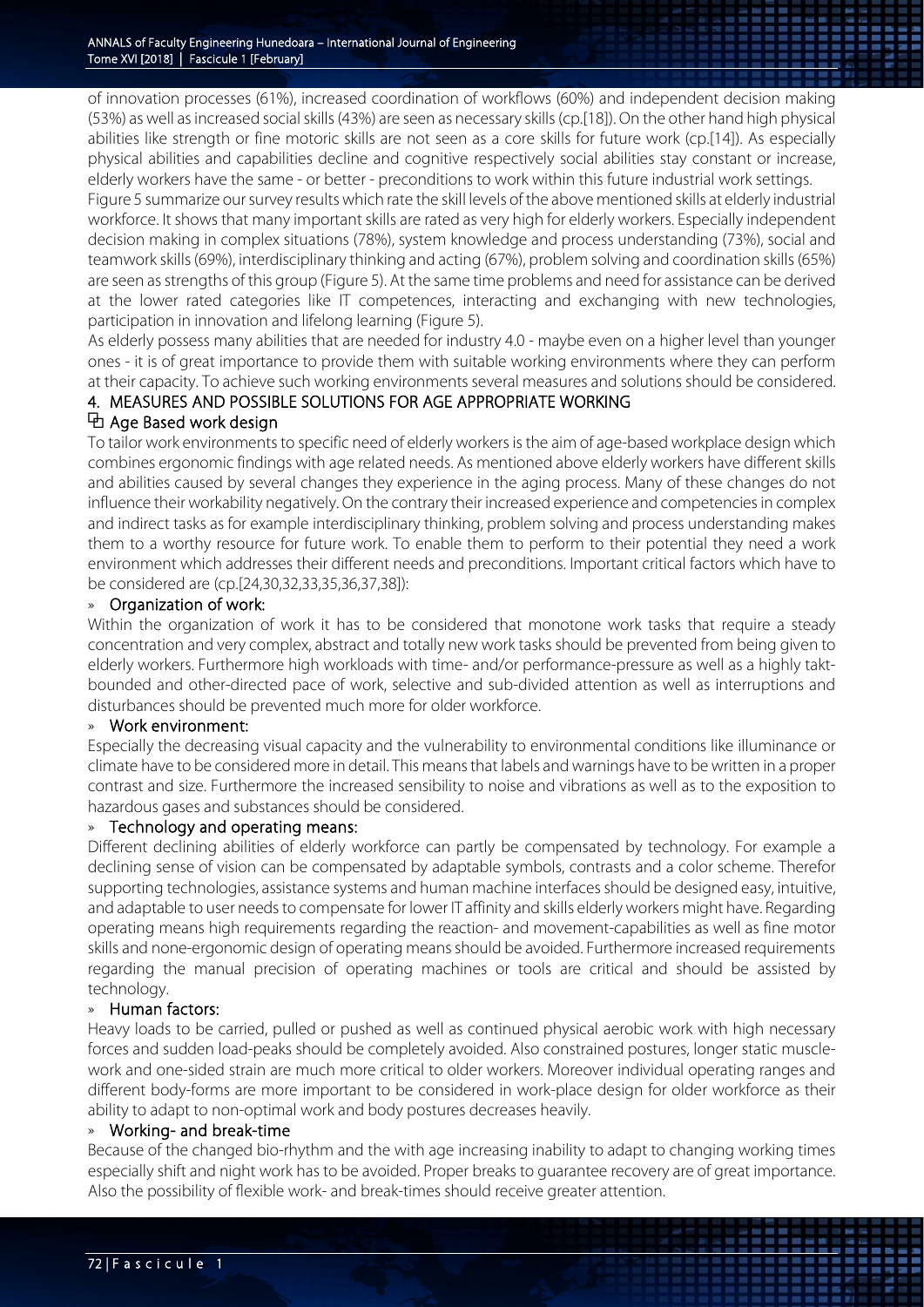of innovation processes (61%), increased coordination of workflows (60%) and independent decision making (53%) as well as increased social skills (43%) are seen as necessary skills (cp.[18]). On the other hand high physical abilities like strength or fine motoric skills are not seen as a core skills for future work (cp.[14]). As especially physical abilities and capabilities decline and cognitive respectively social abilities stay constant or increase, elderly workers have the same - or better - preconditions to work within this future industrial work settings.

Figure 5 summarize our survey results which rate the skill levels of the above mentioned skills at elderly industrial workforce. It shows that many important skills are rated as very high for elderly workers. Especially independent decision making in complex situations (78%), system knowledge and process understanding (73%), social and teamwork skills (69%), interdisciplinary thinking and acting (67%), problem solving and coordination skills (65%) are seen as strengths of this group (Figure 5). At the same time problems and need for assistance can be derived at the lower rated categories like IT competences, interacting and exchanging with new technologies, participation in innovation and lifelong learning (Figure 5).

As elderly possess many abilities that are needed for industry 4.0 - maybe even on a higher level than younger ones - it is of great importance to provide them with suitable working environments where they can perform at their capacity. To achieve such working environments several measures and solutions should be considered.

## 4. MEASURES AND POSSIBLE SOLUTIONS FOR AGE APPROPRIATE WORKING

### Age Based work design

To tailor work environments to specific need of elderly workers is the aim of age-based workplace design which combines ergonomic findings with age related needs. As mentioned above elderly workers have different skills and abilities caused by several changes they experience in the aging process. Many of these changes do not influence their workability negatively. On the contrary their increased experience and competencies in complex and indirect tasks as for example interdisciplinary thinking, problem solving and process understanding makes them to a worthy resource for future work. To enable them to perform to their potential they need a work environment which addresses their different needs and preconditions. Important critical factors which have to be considered are (cp.[24,30,32,33,35,36,37,38]):

» **Organization of work:**

Within the organization of work it has to be considered that monotone work tasks that require a steady concentration and very complex, abstract and totally new work tasks should be prevented from being given to elderly workers. Furthermore high workloads with time- and/or performance-pressure as well as a highly takt-bounded and other-directed pace of work, selective and sub-divided attention as well as interruptions and disturbances should be prevented much more for older workforce.

» **Work environment:**

Especially the decreasing visual capacity and the vulnerability to environmental conditions like illuminance or climate have to be considered more in detail. This means that labels and warnings have to be written in a proper contrast and size. Furthermore the increased sensibility to noise and vibrations as well as to the exposition to hazardous gases and substances should be considered.

» **Technology and operating means:**

Different declining abilities of elderly workforce can partly be compensated by technology. For example a declining sense of vision can be compensated by adaptable symbols, contrasts and a color scheme. Therefor supporting technologies, assistance systems and human machine interfaces should be designed easy, intuitive, and adaptable to user needs to compensate for lower IT affinity and skills elderly workers might have. Regarding operating means high requirements regarding the reaction- and movement-capabilities as well as fine motor skills and none-ergonomic design of operating means should be avoided. Furthermore increased requirements regarding the manual precision of operating machines or tools are critical and should be assisted by technology.

» **Human factors:**

Heavy loads to be carried, pulled or pushed as well as continued physical aerobic work with high necessary forces and sudden load-peaks should be completely avoided. Also constrained postures, longer static muscle-work and one-sided strain are much more critical to older workers. Moreover individual operating ranges and different body-forms are more important to be considered in work-place design for older workforce as their ability to adapt to non-optimal work and body postures decreases heavily.

» **Working- and break-time**

Because of the changed bio-rhythm and the with age increasing inability to adapt to changing working times especially shift and night work has to be avoided. Proper breaks to guarantee recovery are of great importance. Also the possibility of flexible work- and break-times should receive greater attention.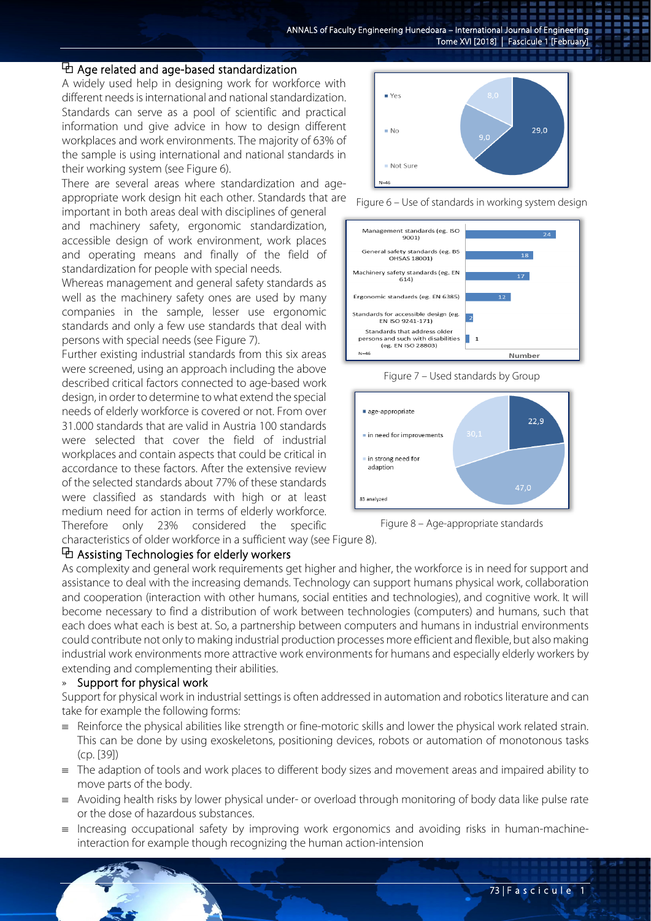## Age related and age-based standardization

A widely used help in designing work for workforce with different needs is international and national standardization. Standards can serve as a pool of scientific and practical information und give advice in how to design different workplaces and work environments. The majority of 63% of the sample is using international and national standards in their working system (see Figure 6).

There are several areas where standardization and age-appropriate work design hit each other. Standards that are important in both areas deal with disciplines of general and machinery safety, ergonomic standardization, accessible design of work environment, work places and operating means and finally of the field of standardization for people with special needs.

Whereas management and general safety standards as well as the machinery safety ones are used by many companies in the sample, lesser use ergonomic standards and only a few use standards that deal with persons with special needs (see Figure 7).

Further existing industrial standards from this six areas were screened, using an approach including the above described critical factors connected to age-based work design, in order to determine to what extend the special needs of elderly workforce is covered or not. From over 31.000 standards that are valid in Austria 100 standards were selected that cover the field of industrial workplaces and contain aspects that could be critical in accordance to these factors. After the extensive review of the selected standards about 77% of these standards were classified as standards with high or at least medium need for action in terms of elderly workforce. Therefore only 23% considered the specific characteristics of older workforce in a sufficient way (see Figure 8).

Figure 6 – Use of standards in working system design

Figure 7 – Used standards by Group

Figure 8 – Age-appropriate standards

## Assisting Technologies for elderly workers

As complexity and general work requirements get higher and higher, the workforce is in need for support and assistance to deal with the increasing demands. Technology can support humans physical work, collaboration and cooperation (interaction with other humans, social entities and technologies), and cognitive work. It will become necessary to find a distribution of work between technologies (computers) and humans, such that each does what each is best at. So, a partnership between computers and humans in industrial environments could contribute not only to making industrial production processes more efficient and flexible, but also making industrial work environments more attractive work environments for humans and especially elderly workers by extending and complementing their abilities.

### Support for physical work

Support for physical work in industrial settings is often addressed in automation and robotics literature and can take for example the following forms:

- Reinforce the physical abilities like strength or fine-motoric skills and lower the physical work related strain. This can be done by using exoskeletons, positioning devices, robots or automation of monotonous tasks (cp. [39])
- The adaption of tools and work places to different body sizes and movement areas and impaired ability to move parts of the body.
- Avoiding health risks by lower physical under- or overload through monitoring of body data like pulse rate or the dose of hazardous substances.
- Increasing occupational safety by improving work ergonomics and avoiding risks in human-machine-interaction for example though recognizing the human action-intension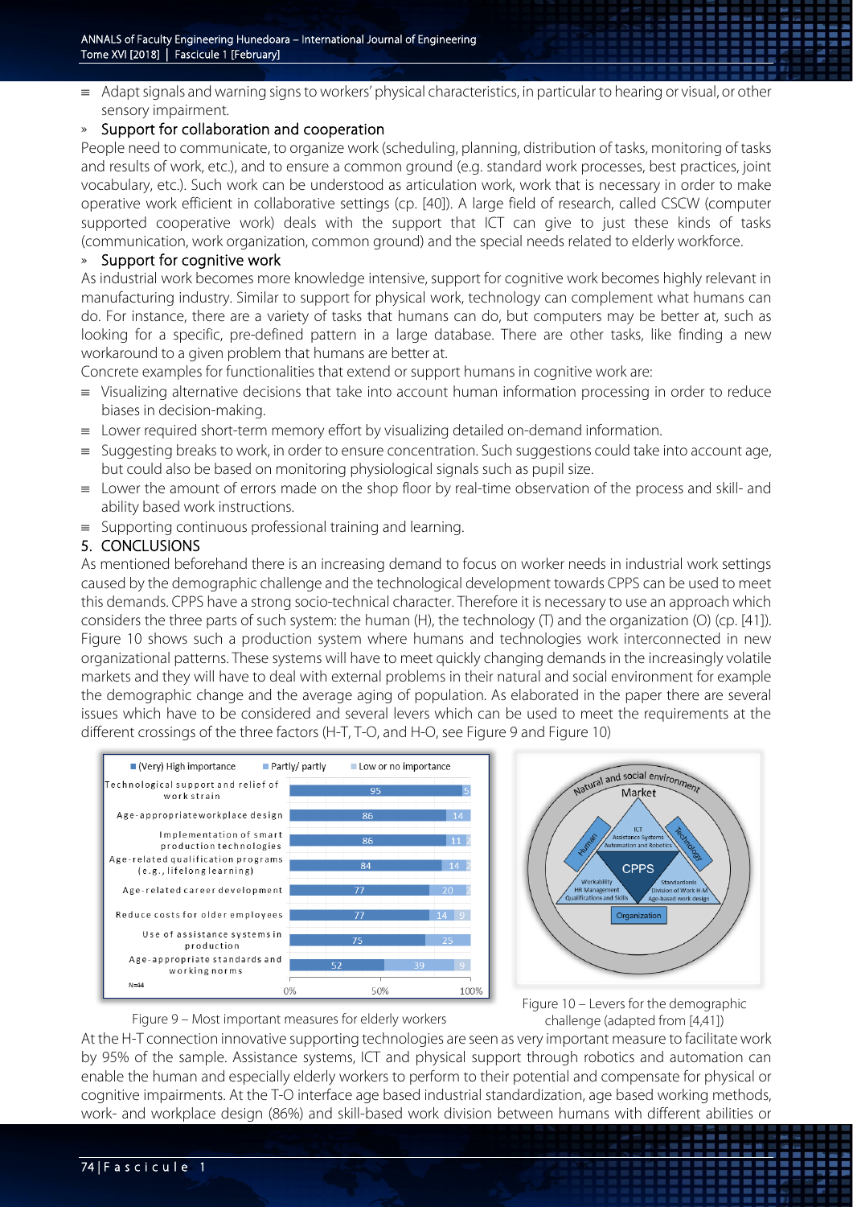- Adapt signals and warning signs to workers' physical characteristics, in particular to hearing or visual, or other sensory impairment.

### » Support for collaboration and cooperation

People need to communicate, to organize work (scheduling, planning, distribution of tasks, monitoring of tasks and results of work, etc.), and to ensure a common ground (e.g. standard work processes, best practices, joint vocabulary, etc.). Such work can be understood as articulation work, work that is necessary in order to make operative work efficient in collaborative settings (cp. [40]). A large field of research, called CSCW (computer supported cooperative work) deals with the support that ICT can give to just these kinds of tasks (communication, work organization, common ground) and the special needs related to elderly workforce.

### » Support for cognitive work

As industrial work becomes more knowledge intensive, support for cognitive work becomes highly relevant in manufacturing industry. Similar to support for physical work, technology can complement what humans can do. For instance, there are a variety of tasks that humans can do, but computers may be better at, such as looking for a specific, pre-defined pattern in a large database. There are other tasks, like finding a new workaround to a given problem that humans are better at.

Concrete examples for functionalities that extend or support humans in cognitive work are:

- Visualizing alternative decisions that take into account human information processing in order to reduce biases in decision-making.
- Lower required short-term memory effort by visualizing detailed on-demand information.
- Suggesting breaks to work, in order to ensure concentration. Such suggestions could take into account age, but could also be based on monitoring physiological signals such as pupil size.
- Lower the amount of errors made on the shop floor by real-time observation of the process and skill- and ability based work instructions.
- Supporting continuous professional training and learning.

## 5. CONCLUSIONS

As mentioned beforehand there is an increasing demand to focus on worker needs in industrial work settings caused by the demographic challenge and the technological development towards CPPS can be used to meet this demands. CPPS have a strong socio-technical character. Therefore it is necessary to use an approach which considers the three parts of such system: the human (H), the technology (T) and the organization (O) (cp. [41]). Figure 10 shows such a production system where humans and technologies work interconnected in new organizational patterns. These systems will have to meet quickly changing demands in the increasingly volatile markets and they will have to deal with external problems in their natural and social environment for example the demographic change and the average aging of population. As elaborated in the paper there are several issues which have to be considered and several levers which can be used to meet the requirements at the different crossings of the three factors (H-T, T-O, and H-O, see Figure 9 and Figure 10)

| Measure | (Very) High importance | Partly/ partly | Low or no importance |
|---|---|---|---|
| Technological support and relief of work strain | 95 | 5 | |
| Age-appropriate workplace design | 86 | 14 | |
| Implementation of smart production technologies | 86 | 11 | 2 |
| Age-related qualification programs (e.g., lifelong learning) | 84 | 14 | 2 |
| Age-related career development | 77 | 20 | 2 |
| Reduce costs for older employees | 77 | 14 | 9 |
| Use of assistance systems in production | 75 | 25 | |
| Age-appropriate standards and working norms | 52 | 39 | 9 |

N=44

Figure 9 – Most important measures for elderly workers

Figure 10 – Levers for the demographic challenge (adapted from [4,41])

At the H-T connection innovative supporting technologies are seen as very important measure to facilitate work by 95% of the sample. Assistance systems, ICT and physical support through robotics and automation can enable the human and especially elderly workers to perform to their potential and compensate for physical or cognitive impairments. At the T-O interface age based industrial standardization, age based working methods, work- and workplace design (86%) and skill-based work division between humans with different abilities or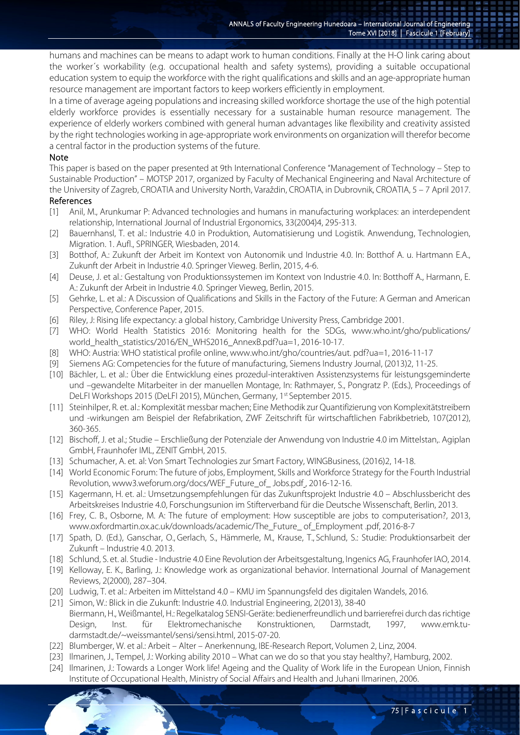humans and machines can be means to adapt work to human conditions. Finally at the H-O link caring about the worker´s workability (e.g. occupational health and safety systems), providing a suitable occupational education system to equip the workforce with the right qualifications and skills and an age-appropriate human resource management are important factors to keep workers efficiently in employment.

In a time of average ageing populations and increasing skilled workforce shortage the use of the high potential elderly workforce provides is essentially necessary for a sustainable human resource management. The experience of elderly workers combined with general human advantages like flexibility and creativity assisted by the right technologies working in age-appropriate work environments on organization will therefor become a central factor in the production systems of the future.

### Note

This paper is based on the paper presented at 9th International Conference "Management of Technology – Step to Sustainable Production" – MOTSP 2017, organized by Faculty of Mechanical Engineering and Naval Architecture of the University of Zagreb, CROATIA and University North, Varaždin, CROATIA, in Dubrovnik, CROATIA, 5 – 7 April 2017.

### References

- [1] Anil, M., Arunkumar P: Advanced technologies and humans in manufacturing workplaces: an interdependent relationship, International Journal of Industrial Ergonomics, 33(2004)4, 295-313.
- [2] Bauernhansl, T. et al.: Industrie 4.0 in Produktion, Automatisierung und Logistik. Anwendung, Technologien, Migration. 1. Aufl., SPRINGER, Wiesbaden, 2014.
- [3] Botthof, A.: Zukunft der Arbeit im Kontext von Autonomik und Industrie 4.0. In: Botthof A. u. Hartmann E.A., Zukunft der Arbeit in Industrie 4.0. Springer Vieweg. Berlin, 2015, 4-6.
- [4] Deuse, J. et al.: Gestaltung von Produktionssystemen im Kontext von Industrie 4.0. In: Botthoff A., Harmann, E. A.: Zukunft der Arbeit in Industrie 4.0. Springer Vieweg, Berlin, 2015.
- [5] Gehrke, L. et al.: A Discussion of Qualifications and Skills in the Factory of the Future: A German and American Perspective, Conference Paper, 2015.
- [6] Riley, J: Rising life expectancy: a global history, Cambridge University Press, Cambridge 2001.
- [7] WHO: World Health Statistics 2016: Monitoring health for the SDGs, www.who.int/gho/publications/ world_health_statistics/2016/EN_WHS2016_AnnexB.pdf?ua=1, 2016-10-17.
- [8] WHO: Austria: WHO statistical profile online, www.who.int/gho/countries/aut. pdf?ua=1, 2016-11-17
- [9] Siemens AG: Competencies for the future of manufacturing, Siemens Industry Journal, (2013)2, 11-25.
- [10] Bächler, L. et al.: Über die Entwicklung eines prozedul-interaktiven Assistenzsystems für leistungsgeminderte und –gewandelte Mitarbeiter in der manuellen Montage, In: Rathmayer, S., Pongratz P. (Eds.), Proceedings of DeLFI Workshops 2015 (DeLFI 2015), München, Germany, 1st September 2015.
- [11] Steinhilper, R. et. al.: Komplexität messbar machen; Eine Methodik zur Quantifizierung von Komplexitätstreibern und -wirkungen am Beispiel der Refabrikation, ZWF Zeitschrift für wirtschaftlichen Fabrikbetrieb, 107(2012), 360-365.
- [12] Bischoff, J. et al.; Studie – Erschließung der Potenziale der Anwendung von Industrie 4.0 im Mittelstan,. Agiplan GmbH, Fraunhofer IML, ZENIT GmbH, 2015.
- [13] Schumacher, A. et. al: Von Smart Technologies zur Smart Factory, WINGBusiness, (2016)2, 14-18.
- [14] World Economic Forum: The future of jobs, Employment, Skills and Workforce Strategy for the Fourth Industrial Revolution, www3.weforum.org/docs/WEF_Future_of_ Jobs.pdf_, 2016-12-16.
- [15] Kagermann, H. et. al.: Umsetzungsempfehlungen für das Zukunftsprojekt Industrie 4.0 – Abschlussbericht des Arbeitskreises Industrie 4.0, Forschungsunion im Stifterverband für die Deutsche Wissenschaft, Berlin, 2013.
- [16] Frey, C. B., Osborne, M. A: The future of employment: How susceptible are jobs to computerisation?, 2013, www.oxfordmartin.ox.ac.uk/downloads/academic/The_Future_ of_Employment .pdf, 2016-8-7
- [17] Spath, D. (Ed.), Ganschar, O., Gerlach, S., Hämmerle, M., Krause, T., Schlund, S.: Studie: Produktionsarbeit der Zukunft – Industrie 4.0. 2013.
- [18] Schlund, S. et. al. Studie - Industrie 4.0 Eine Revolution der Arbeitsgestaltung, Ingenics AG, Fraunhofer IAO, 2014.
- [19] Kelloway, E. K., Barling, J.: Knowledge work as organizational behavior. International Journal of Management Reviews, 2(2000), 287–304.
- [20] Ludwig, T. et al.: Arbeiten im Mittelstand 4.0 – KMU im Spannungsfeld des digitalen Wandels, 2016.
- [21] Simon, W.: Blick in die Zukunft: Industrie 4.0. Industrial Engineering, 2(2013), 38-40
  Biermann, H., Weißmantel, H.: Regelkatalog SENSI-Geräte: bedienerfreundlich und barrierefrei durch das richtige Design, Inst. für Elektromechanische Konstruktionen, Darmstadt, 1997, www.emk.tu-darmstadt.de/~weissmantel/sensi/sensi.html, 2015-07-20.
- [22] Blumberger, W. et al.: Arbeit – Alter – Anerkennung, IBE-Research Report, Volumen 2, Linz, 2004.
- [23] Ilmarinen, J., Tempel, J.: Working ability 2010 – What can we do so that you stay healthy?, Hamburg, 2002.
- [24] Ilmarinen, J.: Towards a Longer Work life! Ageing and the Quality of Work life in the European Union, Finnish Institute of Occupational Health, Ministry of Social Affairs and Health and Juhani Ilmarinen, 2006.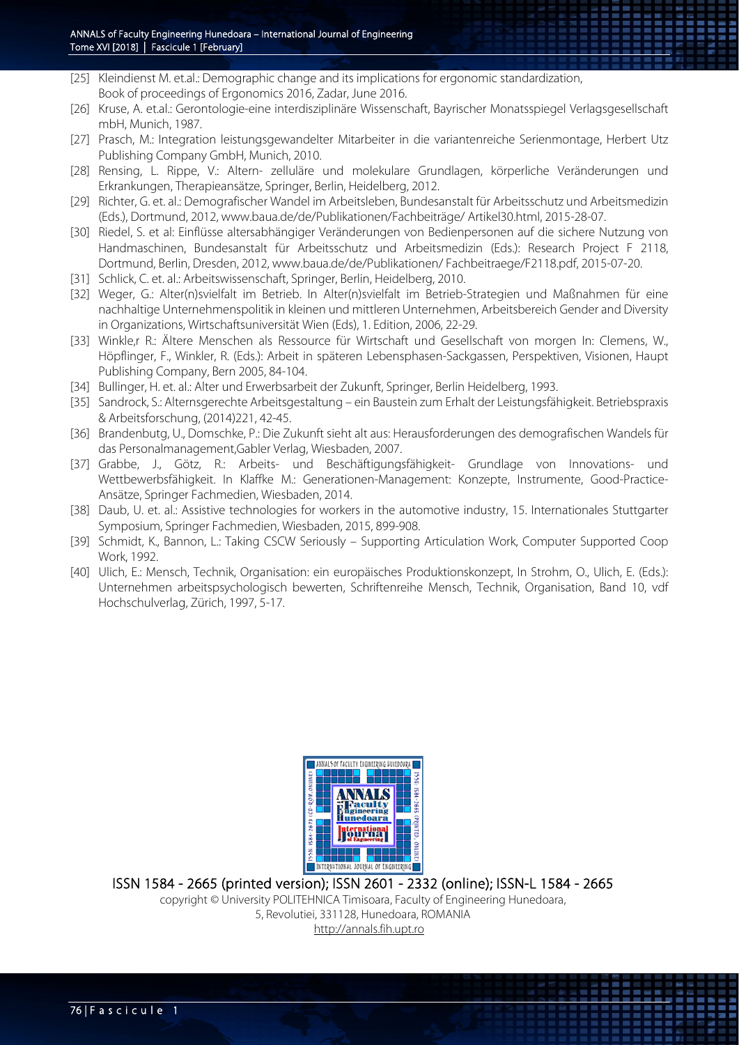[25] Kleindienst M. et.al.: Demographic change and its implications for ergonomic standardization, Book of proceedings of Ergonomics 2016, Zadar, June 2016.

[26] Kruse, A. et.al.: Gerontologie-eine interdisziplinäre Wissenschaft, Bayrischer Monatsspiegel Verlagsgesellschaft mbH, Munich, 1987.

[27] Prasch, M.: Integration leistungsgewandelter Mitarbeiter in die variantenreiche Serienmontage, Herbert Utz Publishing Company GmbH, Munich, 2010.

[28] Rensing, L. Rippe, V.: Altern- zelluläre und molekulare Grundlagen, körperliche Veränderungen und Erkrankungen, Therapieansätze, Springer, Berlin, Heidelberg, 2012.

[29] Richter, G. et. al.: Demografischer Wandel im Arbeitsleben, Bundesanstalt für Arbeitsschutz und Arbeitsmedizin (Eds.), Dortmund, 2012, www.baua.de/de/Publikationen/Fachbeiträge/ Artikel30.html, 2015-28-07.

[30] Riedel, S. et al: Einflüsse altersabhängiger Veränderungen von Bedienpersonen auf die sichere Nutzung von Handmaschinen, Bundesanstalt für Arbeitsschutz und Arbeitsmedizin (Eds.): Research Project F 2118, Dortmund, Berlin, Dresden, 2012, www.baua.de/de/Publikationen/ Fachbeitraege/F2118.pdf, 2015-07-20.

[31] Schlick, C. et. al.: Arbeitswissenschaft, Springer, Berlin, Heidelberg, 2010.

[32] Weger, G.: Alter(n)svielfalt im Betrieb. In Alter(n)svielfalt im Betrieb-Strategien und Maßnahmen für eine nachhaltige Unternehmenspolitik in kleinen und mittleren Unternehmen, Arbeitsbereich Gender and Diversity in Organizations, Wirtschaftsuniversität Wien (Eds), 1. Edition, 2006, 22-29.

[33] Winkle,r R.: Ältere Menschen als Ressource für Wirtschaft und Gesellschaft von morgen In: Clemens, W., Höpflinger, F., Winkler, R. (Eds.): Arbeit in späteren Lebensphasen-Sackgassen, Perspektiven, Visionen, Haupt Publishing Company, Bern 2005, 84-104.

[34] Bullinger, H. et. al.: Alter und Erwerbsarbeit der Zukunft, Springer, Berlin Heidelberg, 1993.

[35] Sandrock, S.: Alternsgerechte Arbeitsgestaltung – ein Baustein zum Erhalt der Leistungsfähigkeit. Betriebspraxis & Arbeitsforschung, (2014)221, 42-45.

[36] Brandenbutg, U., Domschke, P.: Die Zukunft sieht alt aus: Herausforderungen des demografischen Wandels für das Personalmanagement,Gabler Verlag, Wiesbaden, 2007.

[37] Grabbe, J., Götz, R.: Arbeits- und Beschäftigungsfähigkeit- Grundlage von Innovations- und Wettbewerbsfähigkeit. In Klaffke M.: Generationen-Management: Konzepte, Instrumente, Good-Practice-Ansätze, Springer Fachmedien, Wiesbaden, 2014.

[38] Daub, U. et. al.: Assistive technologies for workers in the automotive industry, 15. Internationales Stuttgarter Symposium, Springer Fachmedien, Wiesbaden, 2015, 899-908.

[39] Schmidt, K., Bannon, L.: Taking CSCW Seriously – Supporting Articulation Work, Computer Supported Coop Work, 1992.

[40] Ulich, E.: Mensch, Technik, Organisation: ein europäisches Produktionskonzept, In Strohm, O., Ulich, E. (Eds.): Unternehmen arbeitspsychologisch bewerten, Schriftenreihe Mensch, Technik, Organisation, Band 10, vdf Hochschulverlag, Zürich, 1997, 5-17.

ISSN 1584 - 2665 (printed version); ISSN 2601 - 2332 (online); ISSN-L 1584 - 2665

copyright © University POLITEHNICA Timisoara, Faculty of Engineering Hunedoara,
5, Revolutiei, 331128, Hunedoara, ROMANIA
http://annals.fih.upt.ro